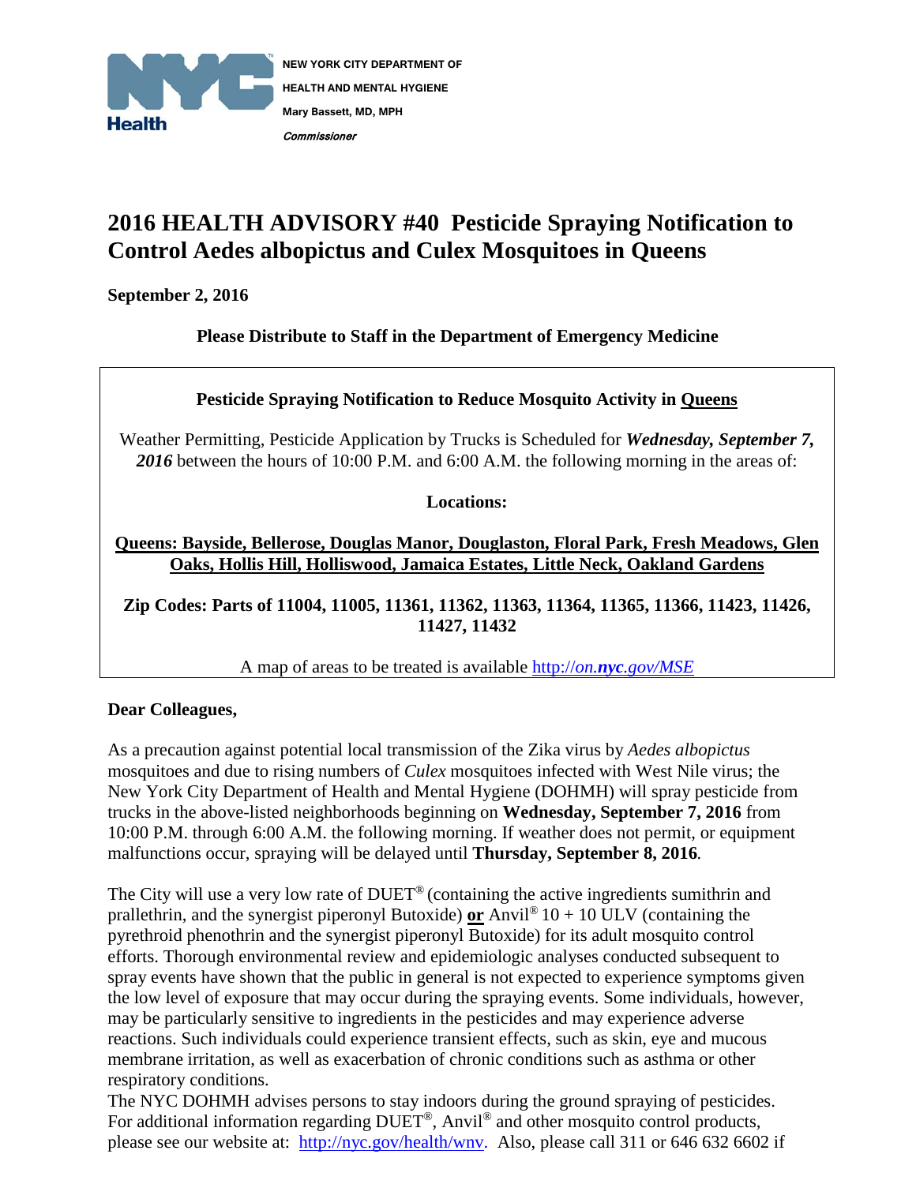**NEW YORK CITY DEPARTMENT OF HEALTH AND MENTAL HYGIENE**
**Mary Bassett, MD, MPH**
***Commissioner***

# 2016 HEALTH ADVISORY #40 Pesticide Spraying Notification to Control Aedes albopictus and Culex Mosquitoes in Queens

**September 2, 2016**

**Please Distribute to Staff in the Department of Emergency Medicine**

**Pesticide Spraying Notification to Reduce Mosquito Activity in Queens**

Weather Permitting, Pesticide Application by Trucks is Scheduled for ***Wednesday, September 7, 2016*** between the hours of 10:00 P.M. and 6:00 A.M. the following morning in the areas of:

**Locations:**

**Queens: Bayside, Bellerose, Douglas Manor, Douglaston, Floral Park, Fresh Meadows, Glen Oaks, Hollis Hill, Holliswood, Jamaica Estates, Little Neck, Oakland Gardens**

**Zip Codes: Parts of 11004, 11005, 11361, 11362, 11363, 11364, 11365, 11366, 11423, 11426, 11427, 11432**

A map of areas to be treated is available http://on.nyc.gov/MSE

**Dear Colleagues,**

As a precaution against potential local transmission of the Zika virus by *Aedes albopictus* mosquitoes and due to rising numbers of *Culex* mosquitoes infected with West Nile virus; the New York City Department of Health and Mental Hygiene (DOHMH) will spray pesticide from trucks in the above-listed neighborhoods beginning on **Wednesday, September 7, 2016** from 10:00 P.M. through 6:00 A.M. the following morning. If weather does not permit, or equipment malfunctions occur, spraying will be delayed until **Thursday, September 8, 2016**.

The City will use a very low rate of DUET® (containing the active ingredients sumithrin and prallethrin, and the synergist piperonyl Butoxide) **or** Anvil® 10 + 10 ULV (containing the pyrethroid phenothrin and the synergist piperonyl Butoxide) for its adult mosquito control efforts. Thorough environmental review and epidemiologic analyses conducted subsequent to spray events have shown that the public in general is not expected to experience symptoms given the low level of exposure that may occur during the spraying events. Some individuals, however, may be particularly sensitive to ingredients in the pesticides and may experience adverse reactions. Such individuals could experience transient effects, such as skin, eye and mucous membrane irritation, as well as exacerbation of chronic conditions such as asthma or other respiratory conditions.

The NYC DOHMH advises persons to stay indoors during the ground spraying of pesticides. For additional information regarding DUET®, Anvil® and other mosquito control products, please see our website at: http://nyc.gov/health/wnv. Also, please call 311 or 646 632 6602 if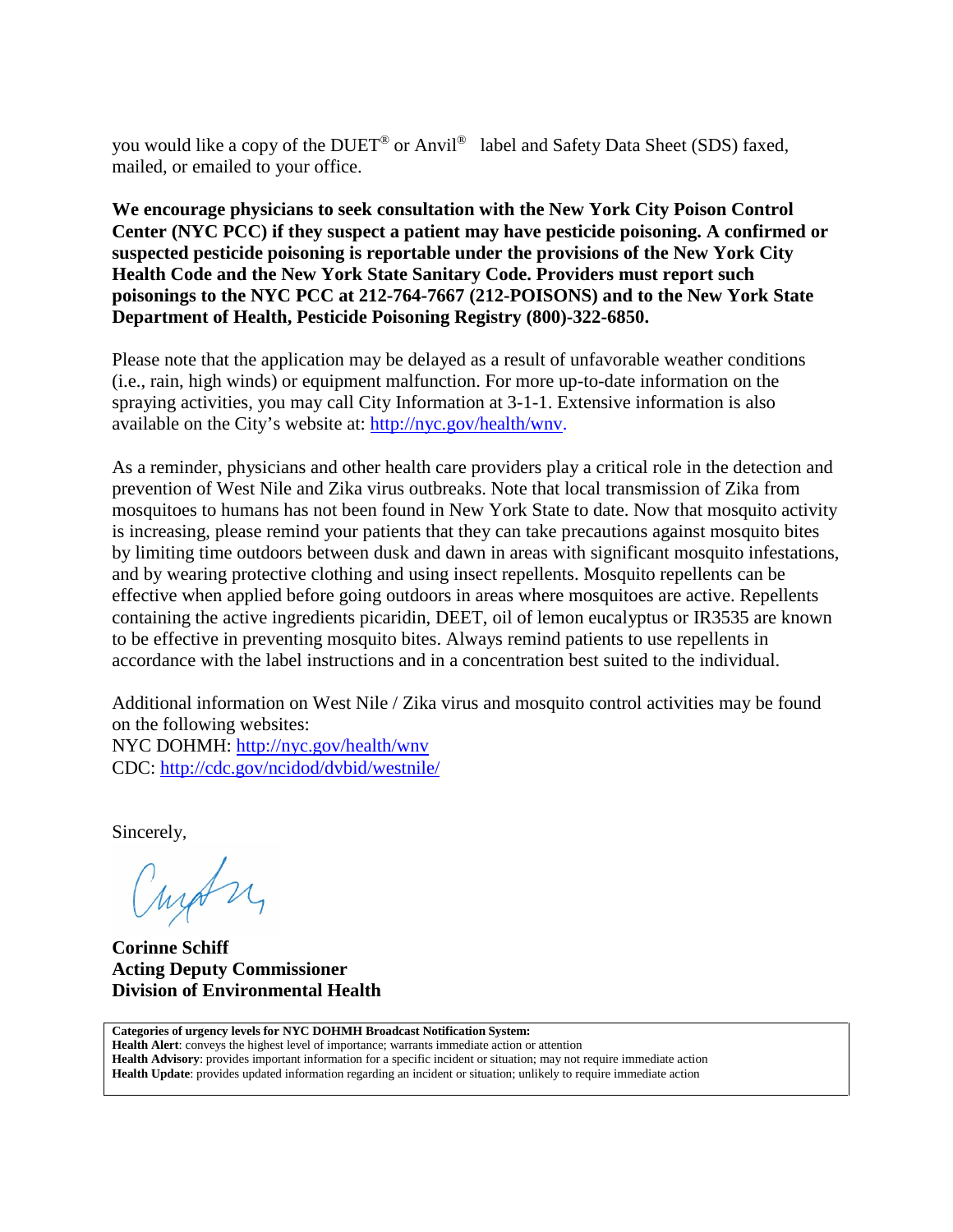you would like a copy of the DUET® or Anvil® label and Safety Data Sheet (SDS) faxed, mailed, or emailed to your office.

**We encourage physicians to seek consultation with the New York City Poison Control Center (NYC PCC) if they suspect a patient may have pesticide poisoning. A confirmed or suspected pesticide poisoning is reportable under the provisions of the New York City Health Code and the New York State Sanitary Code. Providers must report such poisonings to the NYC PCC at 212-764-7667 (212-POISONS) and to the New York State Department of Health, Pesticide Poisoning Registry (800)-322-6850.**

Please note that the application may be delayed as a result of unfavorable weather conditions (i.e., rain, high winds) or equipment malfunction. For more up-to-date information on the spraying activities, you may call City Information at 3-1-1. Extensive information is also available on the City's website at: http://nyc.gov/health/wnv.

As a reminder, physicians and other health care providers play a critical role in the detection and prevention of West Nile and Zika virus outbreaks. Note that local transmission of Zika from mosquitoes to humans has not been found in New York State to date. Now that mosquito activity is increasing, please remind your patients that they can take precautions against mosquito bites by limiting time outdoors between dusk and dawn in areas with significant mosquito infestations, and by wearing protective clothing and using insect repellents. Mosquito repellents can be effective when applied before going outdoors in areas where mosquitoes are active. Repellents containing the active ingredients picaridin, DEET, oil of lemon eucalyptus or IR3535 are known to be effective in preventing mosquito bites. Always remind patients to use repellents in accordance with the label instructions and in a concentration best suited to the individual.

Additional information on West Nile / Zika virus and mosquito control activities may be found on the following websites:
NYC DOHMH: http://nyc.gov/health/wnv
CDC: http://cdc.gov/ncidod/dvbid/westnile/

Sincerely,

**Corinne Schiff**
**Acting Deputy Commissioner**
**Division of Environmental Health**

**Categories of urgency levels for NYC DOHMH Broadcast Notification System:**
**Health Alert**: conveys the highest level of importance; warrants immediate action or attention
**Health Advisory**: provides important information for a specific incident or situation; may not require immediate action
**Health Update**: provides updated information regarding an incident or situation; unlikely to require immediate action